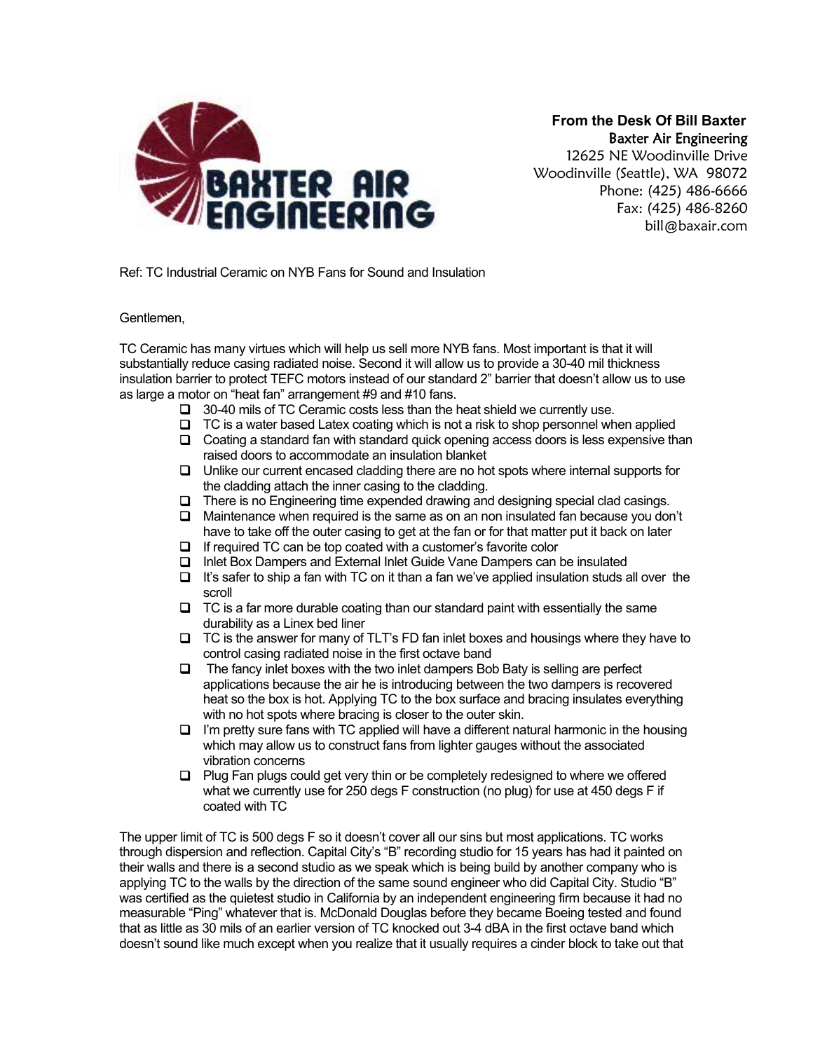**BAXTER AIR ENGINEERING**

**From the Desk Of Bill Baxter**
Baxter Air Engineering
12625 NE Woodinville Drive
Woodinville (Seattle), WA 98072
Phone: (425) 486-6666
Fax: (425) 486-8260
bill@baxair.com

Ref: TC Industrial Ceramic on NYB Fans for Sound and Insulation

Gentlemen,

TC Ceramic has many virtues which will help us sell more NYB fans. Most important is that it will substantially reduce casing radiated noise. Second it will allow us to provide a 30-40 mil thickness insulation barrier to protect TEFC motors instead of our standard 2" barrier that doesn't allow us to use as large a motor on "heat fan" arrangement #9 and #10 fans.

- 30-40 mils of TC Ceramic costs less than the heat shield we currently use.
- TC is a water based Latex coating which is not a risk to shop personnel when applied
- Coating a standard fan with standard quick opening access doors is less expensive than raised doors to accommodate an insulation blanket
- Unlike our current encased cladding there are no hot spots where internal supports for the cladding attach the inner casing to the cladding.
- There is no Engineering time expended drawing and designing special clad casings.
- Maintenance when required is the same as on an non insulated fan because you don't have to take off the outer casing to get at the fan or for that matter put it back on later
- If required TC can be top coated with a customer's favorite color
- Inlet Box Dampers and External Inlet Guide Vane Dampers can be insulated
- It's safer to ship a fan with TC on it than a fan we've applied insulation studs all over the scroll
- TC is a far more durable coating than our standard paint with essentially the same durability as a Linex bed liner
- TC is the answer for many of TLT's FD fan inlet boxes and housings where they have to control casing radiated noise in the first octave band
- The fancy inlet boxes with the two inlet dampers Bob Baty is selling are perfect applications because the air he is introducing between the two dampers is recovered heat so the box is hot. Applying TC to the box surface and bracing insulates everything with no hot spots where bracing is closer to the outer skin.
- I'm pretty sure fans with TC applied will have a different natural harmonic in the housing which may allow us to construct fans from lighter gauges without the associated vibration concerns
- Plug Fan plugs could get very thin or be completely redesigned to where we offered what we currently use for 250 degs F construction (no plug) for use at 450 degs F if coated with TC

The upper limit of TC is 500 degs F so it doesn't cover all our sins but most applications. TC works through dispersion and reflection. Capital City's "B" recording studio for 15 years has had it painted on their walls and there is a second studio as we speak which is being build by another company who is applying TC to the walls by the direction of the same sound engineer who did Capital City. Studio "B" was certified as the quietest studio in California by an independent engineering firm because it had no measurable "Ping" whatever that is. McDonald Douglas before they became Boeing tested and found that as little as 30 mils of an earlier version of TC knocked out 3-4 dBA in the first octave band which doesn't sound like much except when you realize that it usually requires a cinder block to take out that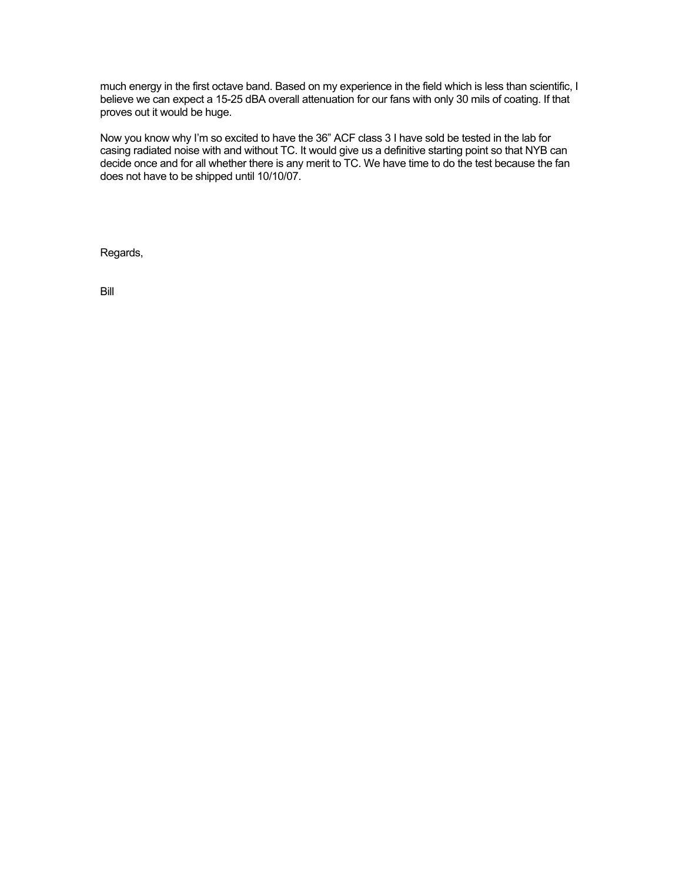much energy in the first octave band. Based on my experience in the field which is less than scientific, I believe we can expect a 15-25 dBA overall attenuation for our fans with only 30 mils of coating. If that proves out it would be huge.

Now you know why I'm so excited to have the 36" ACF class 3 I have sold be tested in the lab for casing radiated noise with and without TC. It would give us a definitive starting point so that NYB can decide once and for all whether there is any merit to TC. We have time to do the test because the fan does not have to be shipped until 10/10/07.

Regards,

Bill